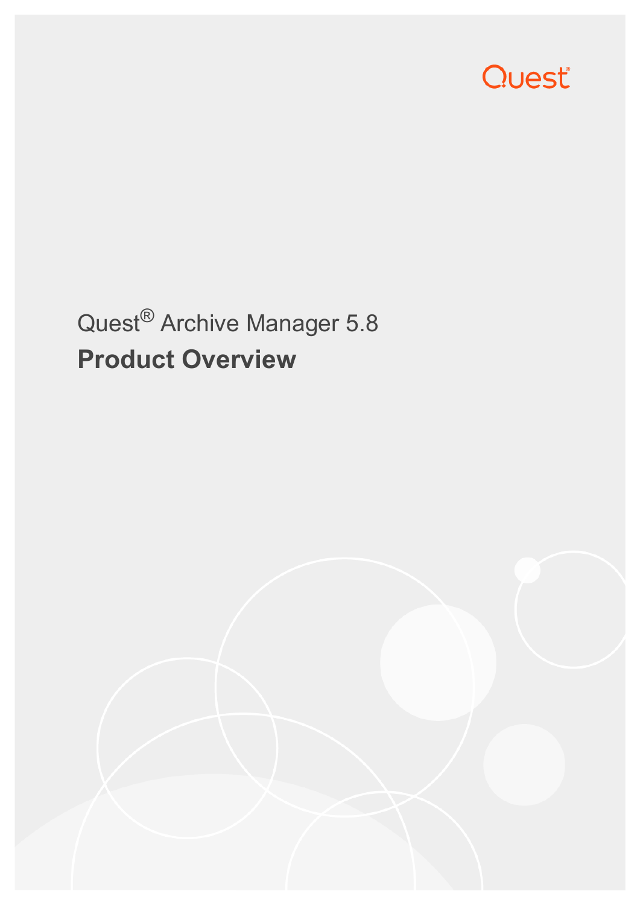Quest

Quest® Archive Manager 5.8

# Product Overview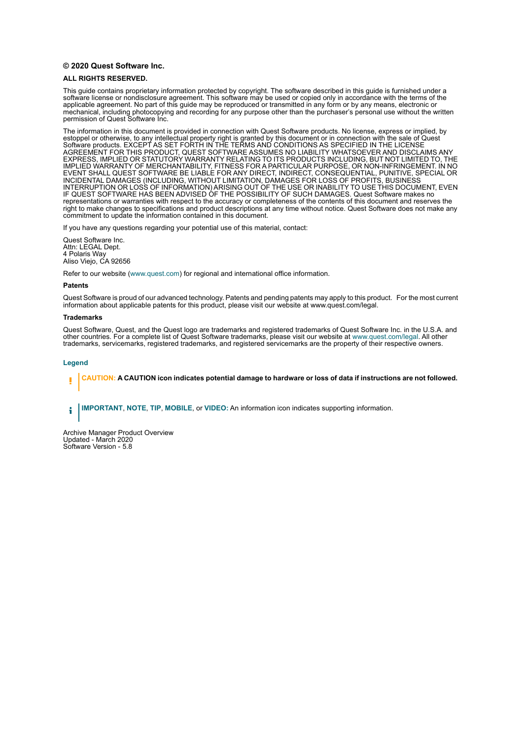**© 2020 Quest Software Inc.**

**ALL RIGHTS RESERVED.**

This guide contains proprietary information protected by copyright. The software described in this guide is furnished under a software license or nondisclosure agreement. This software may be used or copied only in accordance with the terms of the applicable agreement. No part of this guide may be reproduced or transmitted in any form or by any means, electronic or mechanical, including photocopying and recording for any purpose other than the purchaser's personal use without the written permission of Quest Software Inc.

The information in this document is provided in connection with Quest Software products. No license, express or implied, by estoppel or otherwise, to any intellectual property right is granted by this document or in connection with the sale of Quest Software products. EXCEPT AS SET FORTH IN THE TERMS AND CONDITIONS AS SPECIFIED IN THE LICENSE AGREEMENT FOR THIS PRODUCT, QUEST SOFTWARE ASSUMES NO LIABILITY WHATSOEVER AND DISCLAIMS ANY EXPRESS, IMPLIED OR STATUTORY WARRANTY RELATING TO ITS PRODUCTS INCLUDING, BUT NOT LIMITED TO, THE IMPLIED WARRANTY OF MERCHANTABILITY, FITNESS FOR A PARTICULAR PURPOSE, OR NON-INFRINGEMENT. IN NO EVENT SHALL QUEST SOFTWARE BE LIABLE FOR ANY DIRECT, INDIRECT, CONSEQUENTIAL, PUNITIVE, SPECIAL OR INCIDENTAL DAMAGES (INCLUDING, WITHOUT LIMITATION, DAMAGES FOR LOSS OF PROFITS, BUSINESS INTERRUPTION OR LOSS OF INFORMATION) ARISING OUT OF THE USE OR INABILITY TO USE THIS DOCUMENT, EVEN IF QUEST SOFTWARE HAS BEEN ADVISED OF THE POSSIBILITY OF SUCH DAMAGES. Quest Software makes no representations or warranties with respect to the accuracy or completeness of the contents of this document and reserves the right to make changes to specifications and product descriptions at any time without notice. Quest Software does not make any commitment to update the information contained in this document.

If you have any questions regarding your potential use of this material, contact:

Quest Software Inc.
Attn: LEGAL Dept.
4 Polaris Way
Aliso Viejo, CA 92656

Refer to our website (www.quest.com) for regional and international office information.

**Patents**

Quest Software is proud of our advanced technology. Patents and pending patents may apply to this product. For the most current information about applicable patents for this product, please visit our website at www.quest.com/legal.

**Trademarks**

Quest Software, Quest, and the Quest logo are trademarks and registered trademarks of Quest Software Inc. in the U.S.A. and other countries. For a complete list of Quest Software trademarks, please visit our website at www.quest.com/legal. All other trademarks, servicemarks, registered trademarks, and registered servicemarks are the property of their respective owners.

**Legend**

**CAUTION: A CAUTION icon indicates potential damage to hardware or loss of data if instructions are not followed.**

**IMPORTANT**, **NOTE**, **TIP**, **MOBILE**, or **VIDEO:** An information icon indicates supporting information.

Archive Manager Product Overview
Updated - March 2020
Software Version - 5.8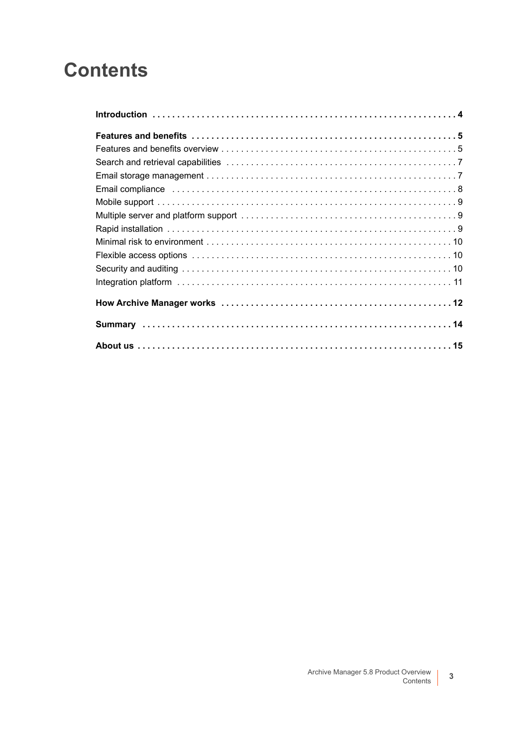# Contents

**Introduction** . . . . . . . . . . . . . . . . . . . . . . . . . . . . . . . . . . . . . . . . . . . . . . . . . . . . . . . . . . . . . **4**

**Features and benefits** . . . . . . . . . . . . . . . . . . . . . . . . . . . . . . . . . . . . . . . . . . . . . . . . . . . . . **5**

Features and benefits overview . . . . . . . . . . . . . . . . . . . . . . . . . . . . . . . . . . . . . . . . . . . . . . . 5

Search and retrieval capabilities . . . . . . . . . . . . . . . . . . . . . . . . . . . . . . . . . . . . . . . . . . . . . . 7

Email storage management . . . . . . . . . . . . . . . . . . . . . . . . . . . . . . . . . . . . . . . . . . . . . . . . . . 7

Email compliance . . . . . . . . . . . . . . . . . . . . . . . . . . . . . . . . . . . . . . . . . . . . . . . . . . . . . . . . . 8

Mobile support . . . . . . . . . . . . . . . . . . . . . . . . . . . . . . . . . . . . . . . . . . . . . . . . . . . . . . . . . . . . 9

Multiple server and platform support . . . . . . . . . . . . . . . . . . . . . . . . . . . . . . . . . . . . . . . . . . . 9

Rapid installation . . . . . . . . . . . . . . . . . . . . . . . . . . . . . . . . . . . . . . . . . . . . . . . . . . . . . . . . . . 9

Minimal risk to environment . . . . . . . . . . . . . . . . . . . . . . . . . . . . . . . . . . . . . . . . . . . . . . . . . 10

Flexible access options . . . . . . . . . . . . . . . . . . . . . . . . . . . . . . . . . . . . . . . . . . . . . . . . . . . . 10

Security and auditing . . . . . . . . . . . . . . . . . . . . . . . . . . . . . . . . . . . . . . . . . . . . . . . . . . . . . . 10

Integration platform . . . . . . . . . . . . . . . . . . . . . . . . . . . . . . . . . . . . . . . . . . . . . . . . . . . . . . . 11

**How Archive Manager works** . . . . . . . . . . . . . . . . . . . . . . . . . . . . . . . . . . . . . . . . . . . . . . . **12**

**Summary** . . . . . . . . . . . . . . . . . . . . . . . . . . . . . . . . . . . . . . . . . . . . . . . . . . . . . . . . . . . . . . . **14**

**About us** . . . . . . . . . . . . . . . . . . . . . . . . . . . . . . . . . . . . . . . . . . . . . . . . . . . . . . . . . . . . . . . **15**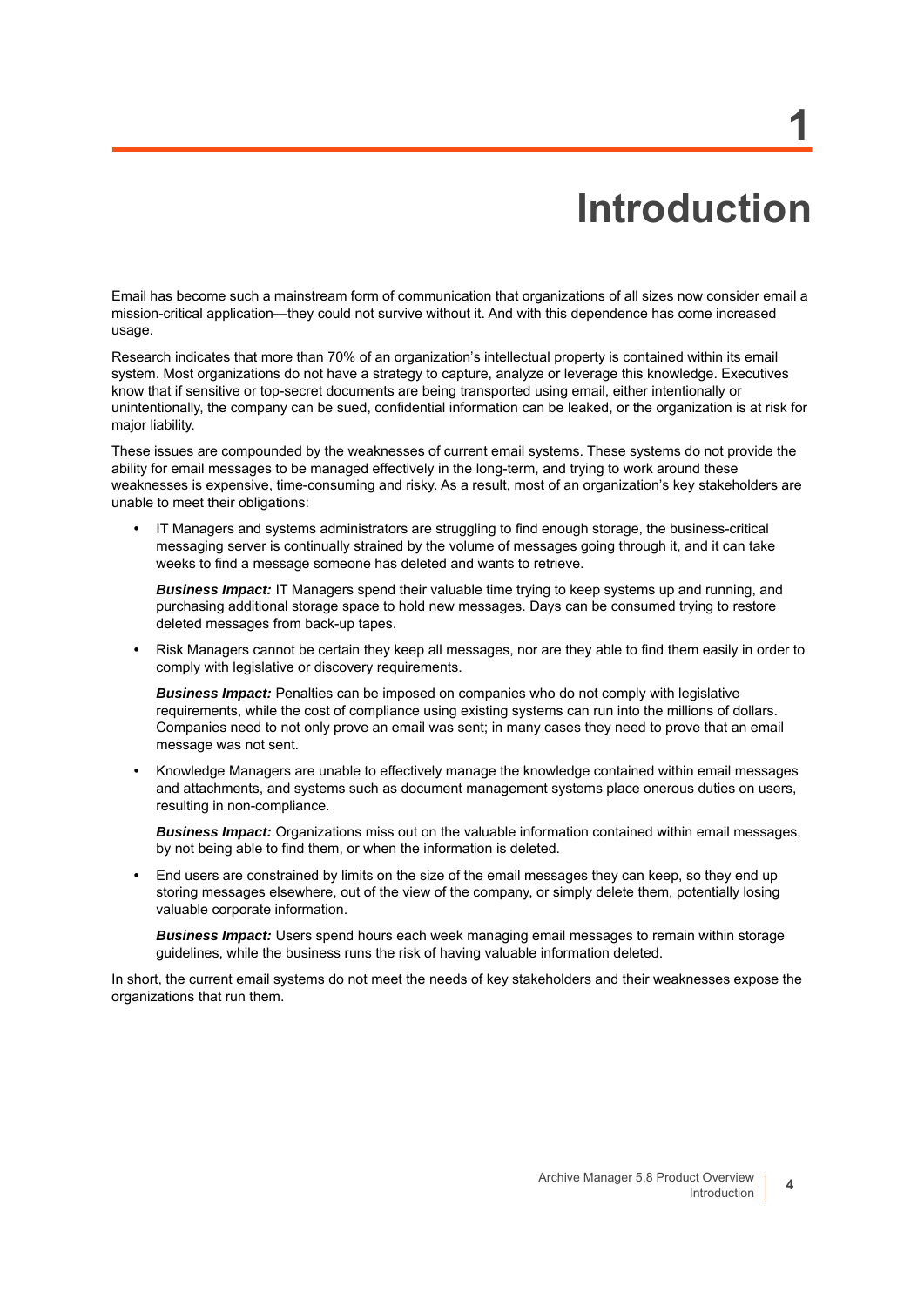# 1 Introduction

Email has become such a mainstream form of communication that organizations of all sizes now consider email a mission-critical application—they could not survive without it. And with this dependence has come increased usage.

Research indicates that more than 70% of an organization's intellectual property is contained within its email system. Most organizations do not have a strategy to capture, analyze or leverage this knowledge. Executives know that if sensitive or top-secret documents are being transported using email, either intentionally or unintentionally, the company can be sued, confidential information can be leaked, or the organization is at risk for major liability.

These issues are compounded by the weaknesses of current email systems. These systems do not provide the ability for email messages to be managed effectively in the long-term, and trying to work around these weaknesses is expensive, time-consuming and risky. As a result, most of an organization's key stakeholders are unable to meet their obligations:

- IT Managers and systems administrators are struggling to find enough storage, the business-critical messaging server is continually strained by the volume of messages going through it, and it can take weeks to find a message someone has deleted and wants to retrieve.

  ***Business Impact:*** IT Managers spend their valuable time trying to keep systems up and running, and purchasing additional storage space to hold new messages. Days can be consumed trying to restore deleted messages from back-up tapes.

- Risk Managers cannot be certain they keep all messages, nor are they able to find them easily in order to comply with legislative or discovery requirements.

  ***Business Impact:*** Penalties can be imposed on companies who do not comply with legislative requirements, while the cost of compliance using existing systems can run into the millions of dollars. Companies need to not only prove an email was sent; in many cases they need to prove that an email message was not sent.

- Knowledge Managers are unable to effectively manage the knowledge contained within email messages and attachments, and systems such as document management systems place onerous duties on users, resulting in non-compliance.

  ***Business Impact:*** Organizations miss out on the valuable information contained within email messages, by not being able to find them, or when the information is deleted.

- End users are constrained by limits on the size of the email messages they can keep, so they end up storing messages elsewhere, out of the view of the company, or simply delete them, potentially losing valuable corporate information.

  ***Business Impact:*** Users spend hours each week managing email messages to remain within storage guidelines, while the business runs the risk of having valuable information deleted.

In short, the current email systems do not meet the needs of key stakeholders and their weaknesses expose the organizations that run them.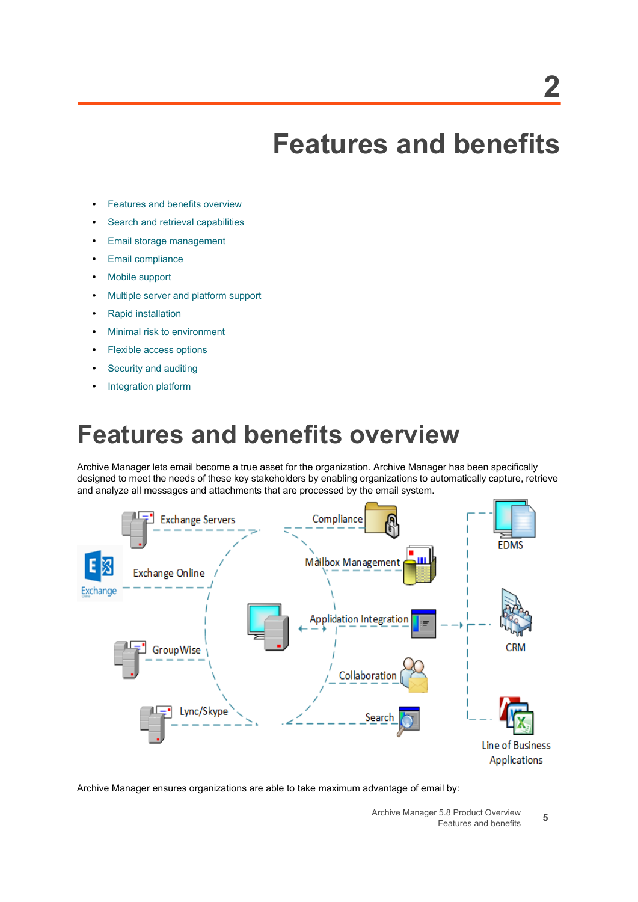# 2

# Features and benefits

- Features and benefits overview
- Search and retrieval capabilities
- Email storage management
- Email compliance
- Mobile support
- Multiple server and platform support
- Rapid installation
- Minimal risk to environment
- Flexible access options
- Security and auditing
- Integration platform

## Features and benefits overview

Archive Manager lets email become a true asset for the organization. Archive Manager has been specifically designed to meet the needs of these key stakeholders by enabling organizations to automatically capture, retrieve and analyze all messages and attachments that are processed by the email system.

Archive Manager ensures organizations are able to take maximum advantage of email by: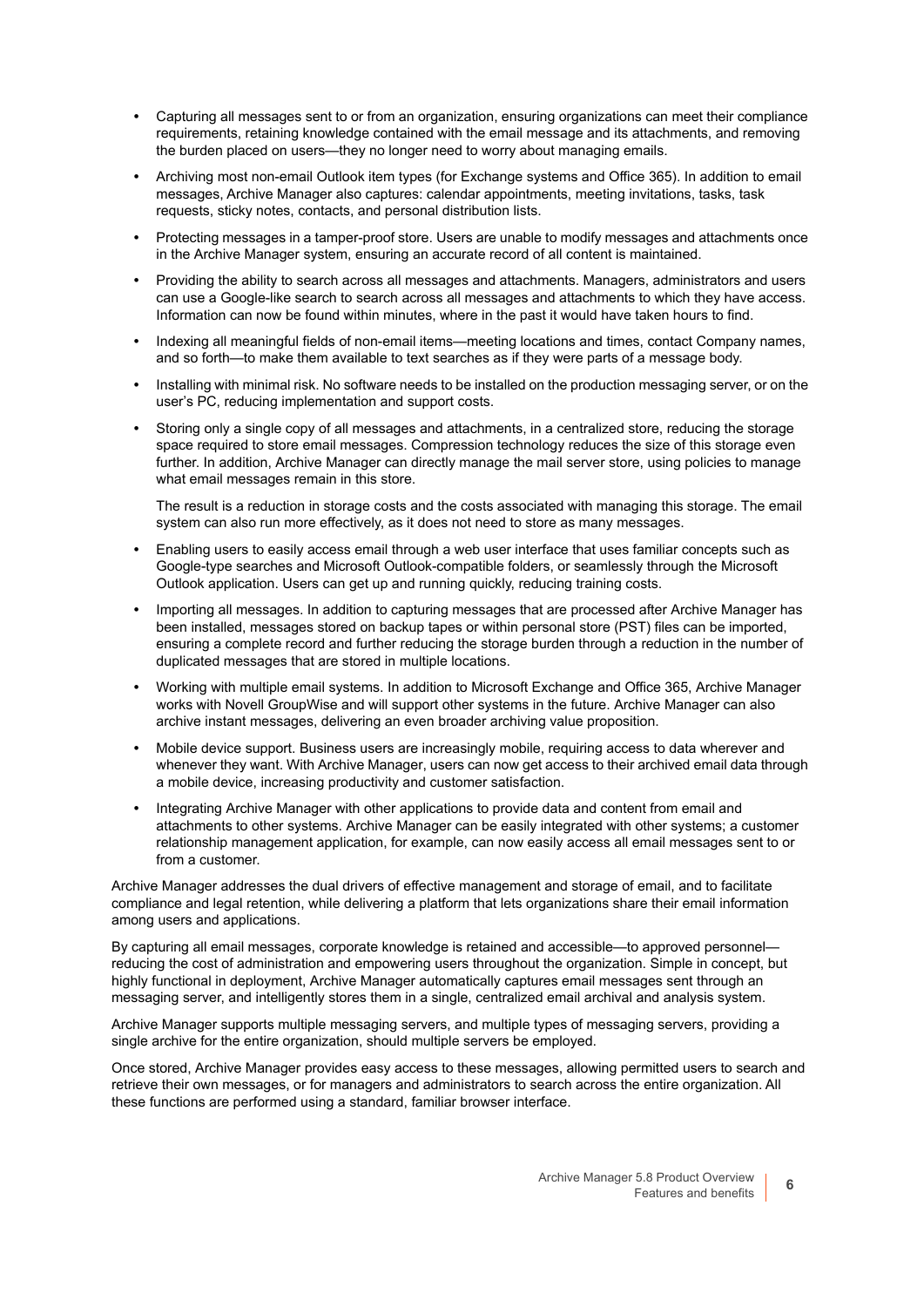- Capturing all messages sent to or from an organization, ensuring organizations can meet their compliance requirements, retaining knowledge contained with the email message and its attachments, and removing the burden placed on users—they no longer need to worry about managing emails.
- Archiving most non-email Outlook item types (for Exchange systems and Office 365). In addition to email messages, Archive Manager also captures: calendar appointments, meeting invitations, tasks, task requests, sticky notes, contacts, and personal distribution lists.
- Protecting messages in a tamper-proof store. Users are unable to modify messages and attachments once in the Archive Manager system, ensuring an accurate record of all content is maintained.
- Providing the ability to search across all messages and attachments. Managers, administrators and users can use a Google-like search to search across all messages and attachments to which they have access. Information can now be found within minutes, where in the past it would have taken hours to find.
- Indexing all meaningful fields of non-email items—meeting locations and times, contact Company names, and so forth—to make them available to text searches as if they were parts of a message body.
- Installing with minimal risk. No software needs to be installed on the production messaging server, or on the user's PC, reducing implementation and support costs.
- Storing only a single copy of all messages and attachments, in a centralized store, reducing the storage space required to store email messages. Compression technology reduces the size of this storage even further. In addition, Archive Manager can directly manage the mail server store, using policies to manage what email messages remain in this store.

  The result is a reduction in storage costs and the costs associated with managing this storage. The email system can also run more effectively, as it does not need to store as many messages.
- Enabling users to easily access email through a web user interface that uses familiar concepts such as Google-type searches and Microsoft Outlook-compatible folders, or seamlessly through the Microsoft Outlook application. Users can get up and running quickly, reducing training costs.
- Importing all messages. In addition to capturing messages that are processed after Archive Manager has been installed, messages stored on backup tapes or within personal store (PST) files can be imported, ensuring a complete record and further reducing the storage burden through a reduction in the number of duplicated messages that are stored in multiple locations.
- Working with multiple email systems. In addition to Microsoft Exchange and Office 365, Archive Manager works with Novell GroupWise and will support other systems in the future. Archive Manager can also archive instant messages, delivering an even broader archiving value proposition.
- Mobile device support. Business users are increasingly mobile, requiring access to data wherever and whenever they want. With Archive Manager, users can now get access to their archived email data through a mobile device, increasing productivity and customer satisfaction.
- Integrating Archive Manager with other applications to provide data and content from email and attachments to other systems. Archive Manager can be easily integrated with other systems; a customer relationship management application, for example, can now easily access all email messages sent to or from a customer.

Archive Manager addresses the dual drivers of effective management and storage of email, and to facilitate compliance and legal retention, while delivering a platform that lets organizations share their email information among users and applications.

By capturing all email messages, corporate knowledge is retained and accessible—to approved personnel—reducing the cost of administration and empowering users throughout the organization. Simple in concept, but highly functional in deployment, Archive Manager automatically captures email messages sent through an messaging server, and intelligently stores them in a single, centralized email archival and analysis system.

Archive Manager supports multiple messaging servers, and multiple types of messaging servers, providing a single archive for the entire organization, should multiple servers be employed.

Once stored, Archive Manager provides easy access to these messages, allowing permitted users to search and retrieve their own messages, or for managers and administrators to search across the entire organization. All these functions are performed using a standard, familiar browser interface.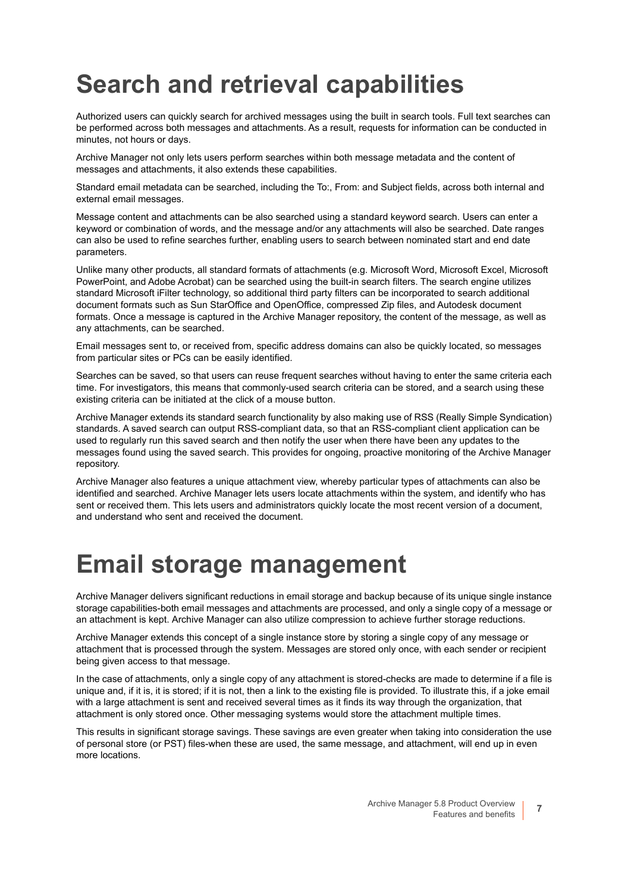# Search and retrieval capabilities

Authorized users can quickly search for archived messages using the built in search tools. Full text searches can be performed across both messages and attachments. As a result, requests for information can be conducted in minutes, not hours or days.

Archive Manager not only lets users perform searches within both message metadata and the content of messages and attachments, it also extends these capabilities.

Standard email metadata can be searched, including the To:, From: and Subject fields, across both internal and external email messages.

Message content and attachments can be also searched using a standard keyword search. Users can enter a keyword or combination of words, and the message and/or any attachments will also be searched. Date ranges can also be used to refine searches further, enabling users to search between nominated start and end date parameters.

Unlike many other products, all standard formats of attachments (e.g. Microsoft Word, Microsoft Excel, Microsoft PowerPoint, and Adobe Acrobat) can be searched using the built-in search filters. The search engine utilizes standard Microsoft iFilter technology, so additional third party filters can be incorporated to search additional document formats such as Sun StarOffice and OpenOffice, compressed Zip files, and Autodesk document formats. Once a message is captured in the Archive Manager repository, the content of the message, as well as any attachments, can be searched.

Email messages sent to, or received from, specific address domains can also be quickly located, so messages from particular sites or PCs can be easily identified.

Searches can be saved, so that users can reuse frequent searches without having to enter the same criteria each time. For investigators, this means that commonly-used search criteria can be stored, and a search using these existing criteria can be initiated at the click of a mouse button.

Archive Manager extends its standard search functionality by also making use of RSS (Really Simple Syndication) standards. A saved search can output RSS-compliant data, so that an RSS-compliant client application can be used to regularly run this saved search and then notify the user when there have been any updates to the messages found using the saved search. This provides for ongoing, proactive monitoring of the Archive Manager repository.

Archive Manager also features a unique attachment view, whereby particular types of attachments can also be identified and searched. Archive Manager lets users locate attachments within the system, and identify who has sent or received them. This lets users and administrators quickly locate the most recent version of a document, and understand who sent and received the document.

# Email storage management

Archive Manager delivers significant reductions in email storage and backup because of its unique single instance storage capabilities-both email messages and attachments are processed, and only a single copy of a message or an attachment is kept. Archive Manager can also utilize compression to achieve further storage reductions.

Archive Manager extends this concept of a single instance store by storing a single copy of any message or attachment that is processed through the system. Messages are stored only once, with each sender or recipient being given access to that message.

In the case of attachments, only a single copy of any attachment is stored-checks are made to determine if a file is unique and, if it is, it is stored; if it is not, then a link to the existing file is provided. To illustrate this, if a joke email with a large attachment is sent and received several times as it finds its way through the organization, that attachment is only stored once. Other messaging systems would store the attachment multiple times.

This results in significant storage savings. These savings are even greater when taking into consideration the use of personal store (or PST) files-when these are used, the same message, and attachment, will end up in even more locations.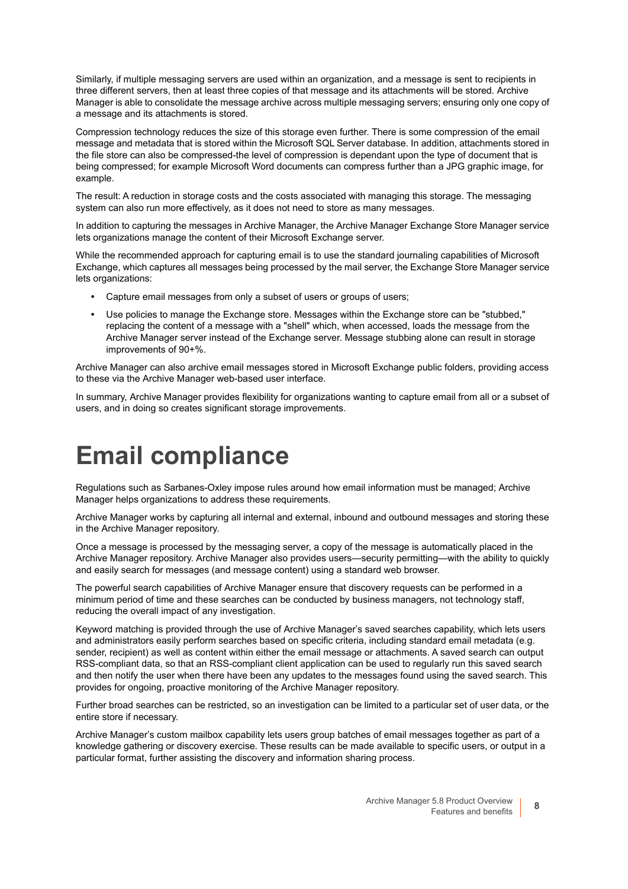Similarly, if multiple messaging servers are used within an organization, and a message is sent to recipients in three different servers, then at least three copies of that message and its attachments will be stored. Archive Manager is able to consolidate the message archive across multiple messaging servers; ensuring only one copy of a message and its attachments is stored.

Compression technology reduces the size of this storage even further. There is some compression of the email message and metadata that is stored within the Microsoft SQL Server database. In addition, attachments stored in the file store can also be compressed-the level of compression is dependant upon the type of document that is being compressed; for example Microsoft Word documents can compress further than a JPG graphic image, for example.

The result: A reduction in storage costs and the costs associated with managing this storage. The messaging system can also run more effectively, as it does not need to store as many messages.

In addition to capturing the messages in Archive Manager, the Archive Manager Exchange Store Manager service lets organizations manage the content of their Microsoft Exchange server.

While the recommended approach for capturing email is to use the standard journaling capabilities of Microsoft Exchange, which captures all messages being processed by the mail server, the Exchange Store Manager service lets organizations:

- Capture email messages from only a subset of users or groups of users;
- Use policies to manage the Exchange store. Messages within the Exchange store can be "stubbed," replacing the content of a message with a "shell" which, when accessed, loads the message from the Archive Manager server instead of the Exchange server. Message stubbing alone can result in storage improvements of 90+%.

Archive Manager can also archive email messages stored in Microsoft Exchange public folders, providing access to these via the Archive Manager web-based user interface.

In summary, Archive Manager provides flexibility for organizations wanting to capture email from all or a subset of users, and in doing so creates significant storage improvements.

# Email compliance

Regulations such as Sarbanes-Oxley impose rules around how email information must be managed; Archive Manager helps organizations to address these requirements.

Archive Manager works by capturing all internal and external, inbound and outbound messages and storing these in the Archive Manager repository.

Once a message is processed by the messaging server, a copy of the message is automatically placed in the Archive Manager repository. Archive Manager also provides users—security permitting—with the ability to quickly and easily search for messages (and message content) using a standard web browser.

The powerful search capabilities of Archive Manager ensure that discovery requests can be performed in a minimum period of time and these searches can be conducted by business managers, not technology staff, reducing the overall impact of any investigation.

Keyword matching is provided through the use of Archive Manager's saved searches capability, which lets users and administrators easily perform searches based on specific criteria, including standard email metadata (e.g. sender, recipient) as well as content within either the email message or attachments. A saved search can output RSS-compliant data, so that an RSS-compliant client application can be used to regularly run this saved search and then notify the user when there have been any updates to the messages found using the saved search. This provides for ongoing, proactive monitoring of the Archive Manager repository.

Further broad searches can be restricted, so an investigation can be limited to a particular set of user data, or the entire store if necessary.

Archive Manager's custom mailbox capability lets users group batches of email messages together as part of a knowledge gathering or discovery exercise. These results can be made available to specific users, or output in a particular format, further assisting the discovery and information sharing process.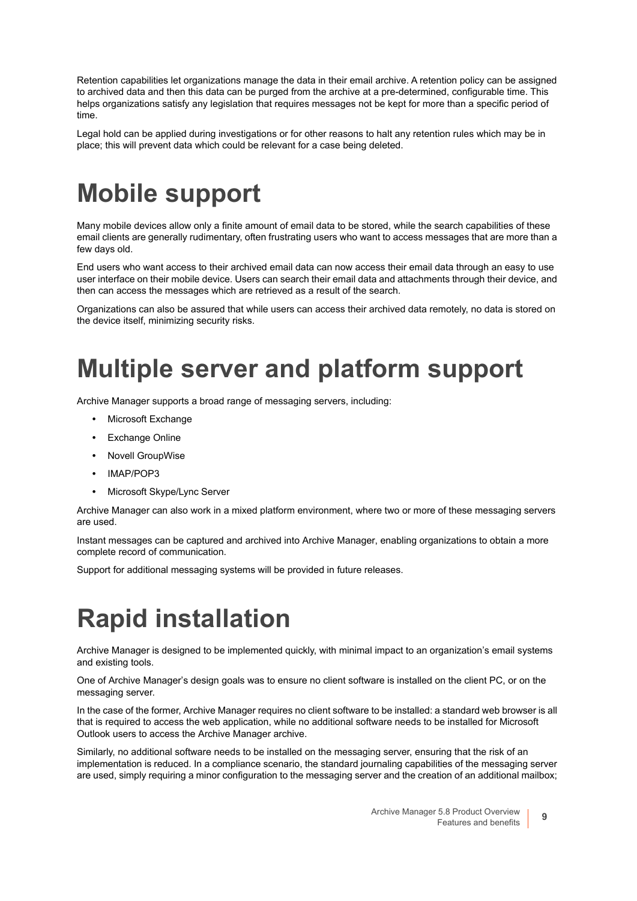Retention capabilities let organizations manage the data in their email archive. A retention policy can be assigned to archived data and then this data can be purged from the archive at a pre-determined, configurable time. This helps organizations satisfy any legislation that requires messages not be kept for more than a specific period of time.

Legal hold can be applied during investigations or for other reasons to halt any retention rules which may be in place; this will prevent data which could be relevant for a case being deleted.

# Mobile support

Many mobile devices allow only a finite amount of email data to be stored, while the search capabilities of these email clients are generally rudimentary, often frustrating users who want to access messages that are more than a few days old.

End users who want access to their archived email data can now access their email data through an easy to use user interface on their mobile device. Users can search their email data and attachments through their device, and then can access the messages which are retrieved as a result of the search.

Organizations can also be assured that while users can access their archived data remotely, no data is stored on the device itself, minimizing security risks.

# Multiple server and platform support

Archive Manager supports a broad range of messaging servers, including:

- Microsoft Exchange
- Exchange Online
- Novell GroupWise
- IMAP/POP3
- Microsoft Skype/Lync Server

Archive Manager can also work in a mixed platform environment, where two or more of these messaging servers are used.

Instant messages can be captured and archived into Archive Manager, enabling organizations to obtain a more complete record of communication.

Support for additional messaging systems will be provided in future releases.

# Rapid installation

Archive Manager is designed to be implemented quickly, with minimal impact to an organization's email systems and existing tools.

One of Archive Manager's design goals was to ensure no client software is installed on the client PC, or on the messaging server.

In the case of the former, Archive Manager requires no client software to be installed: a standard web browser is all that is required to access the web application, while no additional software needs to be installed for Microsoft Outlook users to access the Archive Manager archive.

Similarly, no additional software needs to be installed on the messaging server, ensuring that the risk of an implementation is reduced. In a compliance scenario, the standard journaling capabilities of the messaging server are used, simply requiring a minor configuration to the messaging server and the creation of an additional mailbox;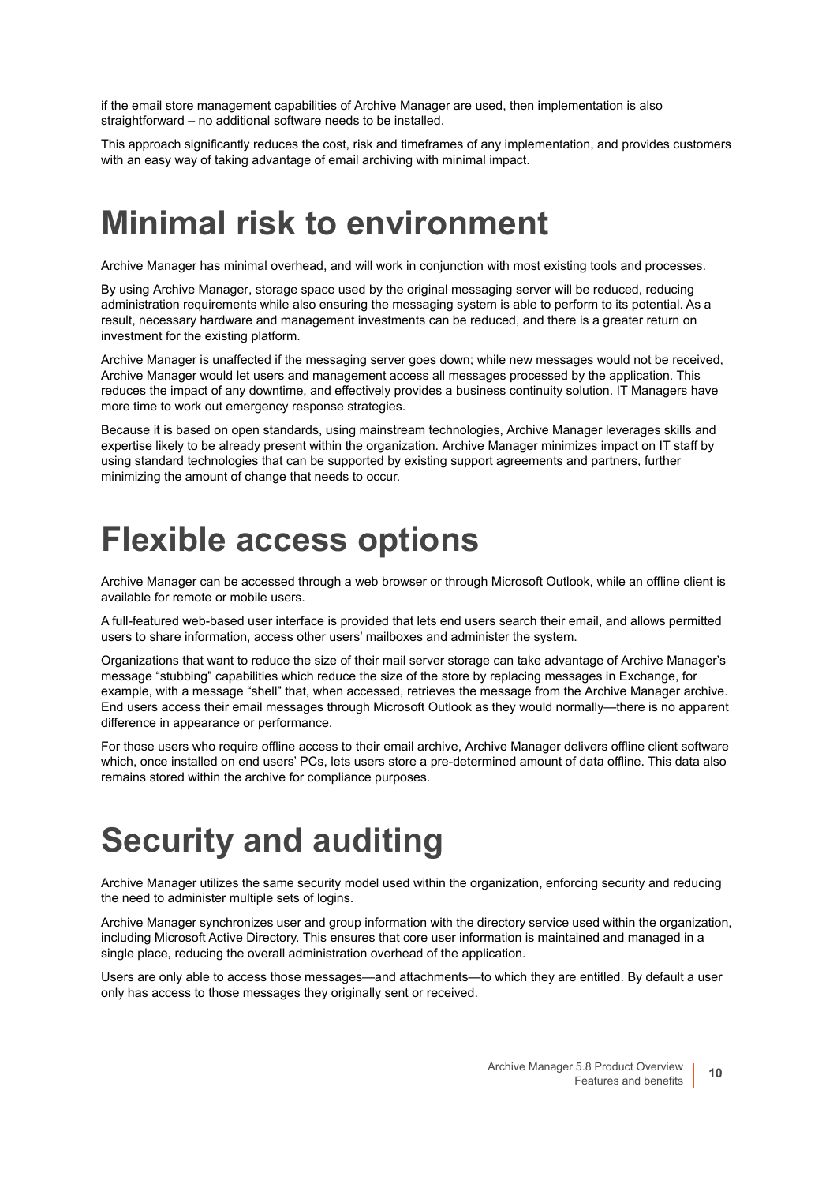if the email store management capabilities of Archive Manager are used, then implementation is also straightforward – no additional software needs to be installed.

This approach significantly reduces the cost, risk and timeframes of any implementation, and provides customers with an easy way of taking advantage of email archiving with minimal impact.

# Minimal risk to environment

Archive Manager has minimal overhead, and will work in conjunction with most existing tools and processes.

By using Archive Manager, storage space used by the original messaging server will be reduced, reducing administration requirements while also ensuring the messaging system is able to perform to its potential. As a result, necessary hardware and management investments can be reduced, and there is a greater return on investment for the existing platform.

Archive Manager is unaffected if the messaging server goes down; while new messages would not be received, Archive Manager would let users and management access all messages processed by the application. This reduces the impact of any downtime, and effectively provides a business continuity solution. IT Managers have more time to work out emergency response strategies.

Because it is based on open standards, using mainstream technologies, Archive Manager leverages skills and expertise likely to be already present within the organization. Archive Manager minimizes impact on IT staff by using standard technologies that can be supported by existing support agreements and partners, further minimizing the amount of change that needs to occur.

# Flexible access options

Archive Manager can be accessed through a web browser or through Microsoft Outlook, while an offline client is available for remote or mobile users.

A full-featured web-based user interface is provided that lets end users search their email, and allows permitted users to share information, access other users' mailboxes and administer the system.

Organizations that want to reduce the size of their mail server storage can take advantage of Archive Manager's message "stubbing" capabilities which reduce the size of the store by replacing messages in Exchange, for example, with a message "shell" that, when accessed, retrieves the message from the Archive Manager archive. End users access their email messages through Microsoft Outlook as they would normally—there is no apparent difference in appearance or performance.

For those users who require offline access to their email archive, Archive Manager delivers offline client software which, once installed on end users' PCs, lets users store a pre-determined amount of data offline. This data also remains stored within the archive for compliance purposes.

# Security and auditing

Archive Manager utilizes the same security model used within the organization, enforcing security and reducing the need to administer multiple sets of logins.

Archive Manager synchronizes user and group information with the directory service used within the organization, including Microsoft Active Directory. This ensures that core user information is maintained and managed in a single place, reducing the overall administration overhead of the application.

Users are only able to access those messages—and attachments—to which they are entitled. By default a user only has access to those messages they originally sent or received.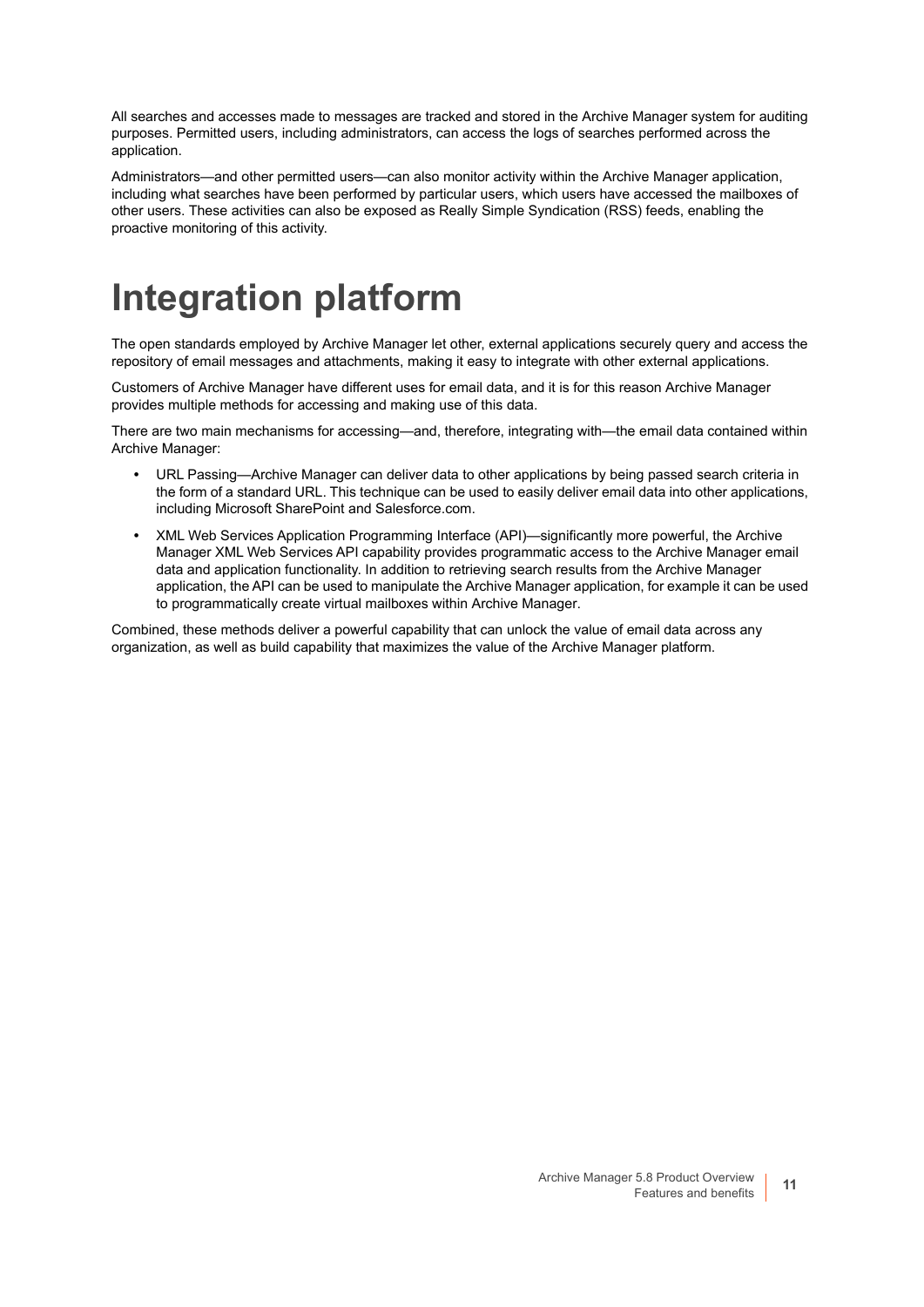All searches and accesses made to messages are tracked and stored in the Archive Manager system for auditing purposes. Permitted users, including administrators, can access the logs of searches performed across the application.

Administrators—and other permitted users—can also monitor activity within the Archive Manager application, including what searches have been performed by particular users, which users have accessed the mailboxes of other users. These activities can also be exposed as Really Simple Syndication (RSS) feeds, enabling the proactive monitoring of this activity.

# Integration platform

The open standards employed by Archive Manager let other, external applications securely query and access the repository of email messages and attachments, making it easy to integrate with other external applications.

Customers of Archive Manager have different uses for email data, and it is for this reason Archive Manager provides multiple methods for accessing and making use of this data.

There are two main mechanisms for accessing—and, therefore, integrating with—the email data contained within Archive Manager:

- URL Passing—Archive Manager can deliver data to other applications by being passed search criteria in the form of a standard URL. This technique can be used to easily deliver email data into other applications, including Microsoft SharePoint and Salesforce.com.
- XML Web Services Application Programming Interface (API)—significantly more powerful, the Archive Manager XML Web Services API capability provides programmatic access to the Archive Manager email data and application functionality. In addition to retrieving search results from the Archive Manager application, the API can be used to manipulate the Archive Manager application, for example it can be used to programmatically create virtual mailboxes within Archive Manager.

Combined, these methods deliver a powerful capability that can unlock the value of email data across any organization, as well as build capability that maximizes the value of the Archive Manager platform.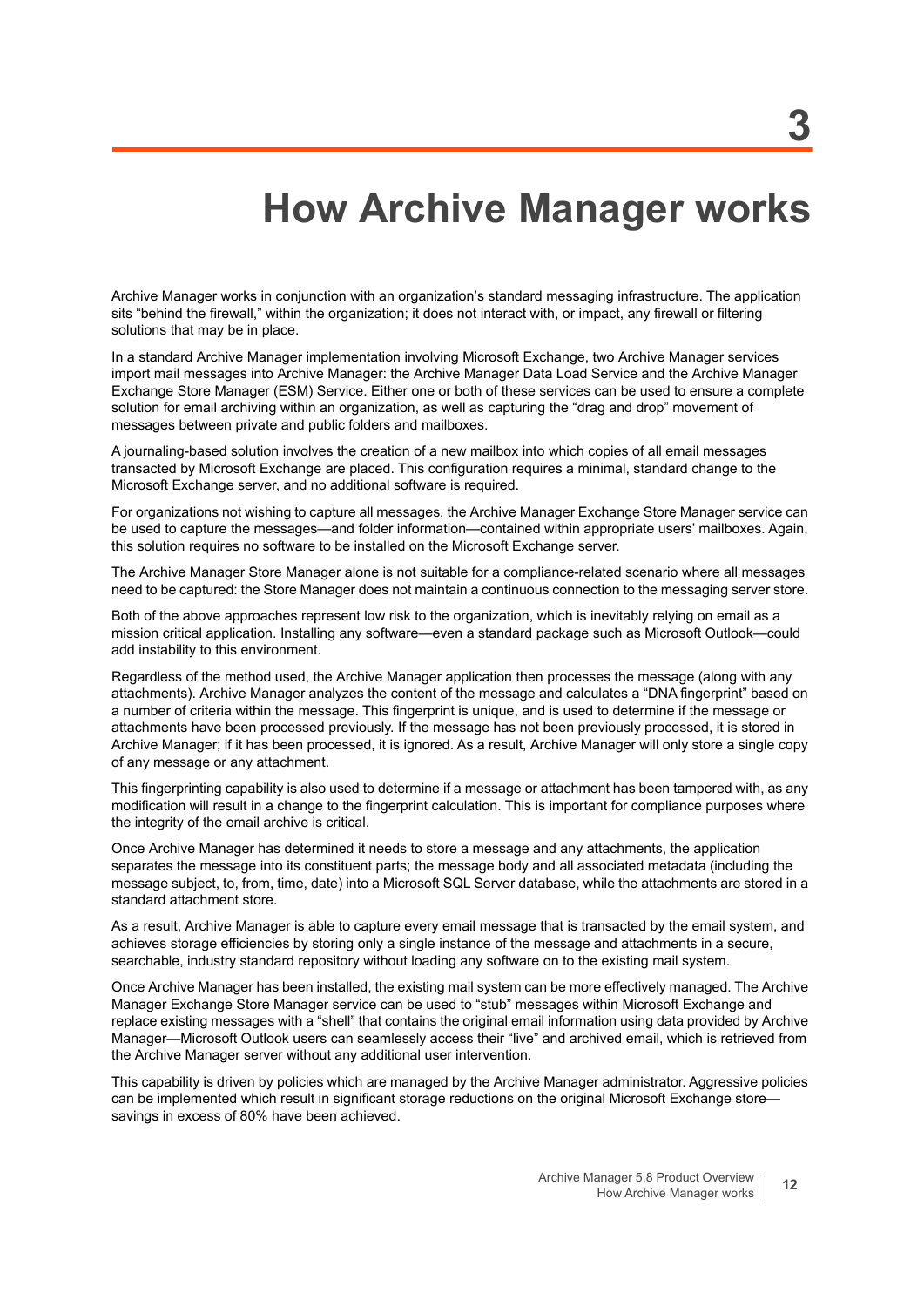# 3 How Archive Manager works

Archive Manager works in conjunction with an organization's standard messaging infrastructure. The application sits "behind the firewall," within the organization; it does not interact with, or impact, any firewall or filtering solutions that may be in place.

In a standard Archive Manager implementation involving Microsoft Exchange, two Archive Manager services import mail messages into Archive Manager: the Archive Manager Data Load Service and the Archive Manager Exchange Store Manager (ESM) Service. Either one or both of these services can be used to ensure a complete solution for email archiving within an organization, as well as capturing the "drag and drop" movement of messages between private and public folders and mailboxes.

A journaling-based solution involves the creation of a new mailbox into which copies of all email messages transacted by Microsoft Exchange are placed. This configuration requires a minimal, standard change to the Microsoft Exchange server, and no additional software is required.

For organizations not wishing to capture all messages, the Archive Manager Exchange Store Manager service can be used to capture the messages—and folder information—contained within appropriate users' mailboxes. Again, this solution requires no software to be installed on the Microsoft Exchange server.

The Archive Manager Store Manager alone is not suitable for a compliance-related scenario where all messages need to be captured: the Store Manager does not maintain a continuous connection to the messaging server store.

Both of the above approaches represent low risk to the organization, which is inevitably relying on email as a mission critical application. Installing any software—even a standard package such as Microsoft Outlook—could add instability to this environment.

Regardless of the method used, the Archive Manager application then processes the message (along with any attachments). Archive Manager analyzes the content of the message and calculates a "DNA fingerprint" based on a number of criteria within the message. This fingerprint is unique, and is used to determine if the message or attachments have been processed previously. If the message has not been previously processed, it is stored in Archive Manager; if it has been processed, it is ignored. As a result, Archive Manager will only store a single copy of any message or any attachment.

This fingerprinting capability is also used to determine if a message or attachment has been tampered with, as any modification will result in a change to the fingerprint calculation. This is important for compliance purposes where the integrity of the email archive is critical.

Once Archive Manager has determined it needs to store a message and any attachments, the application separates the message into its constituent parts; the message body and all associated metadata (including the message subject, to, from, time, date) into a Microsoft SQL Server database, while the attachments are stored in a standard attachment store.

As a result, Archive Manager is able to capture every email message that is transacted by the email system, and achieves storage efficiencies by storing only a single instance of the message and attachments in a secure, searchable, industry standard repository without loading any software on to the existing mail system.

Once Archive Manager has been installed, the existing mail system can be more effectively managed. The Archive Manager Exchange Store Manager service can be used to "stub" messages within Microsoft Exchange and replace existing messages with a "shell" that contains the original email information using data provided by Archive Manager—Microsoft Outlook users can seamlessly access their "live" and archived email, which is retrieved from the Archive Manager server without any additional user intervention.

This capability is driven by policies which are managed by the Archive Manager administrator. Aggressive policies can be implemented which result in significant storage reductions on the original Microsoft Exchange store—savings in excess of 80% have been achieved.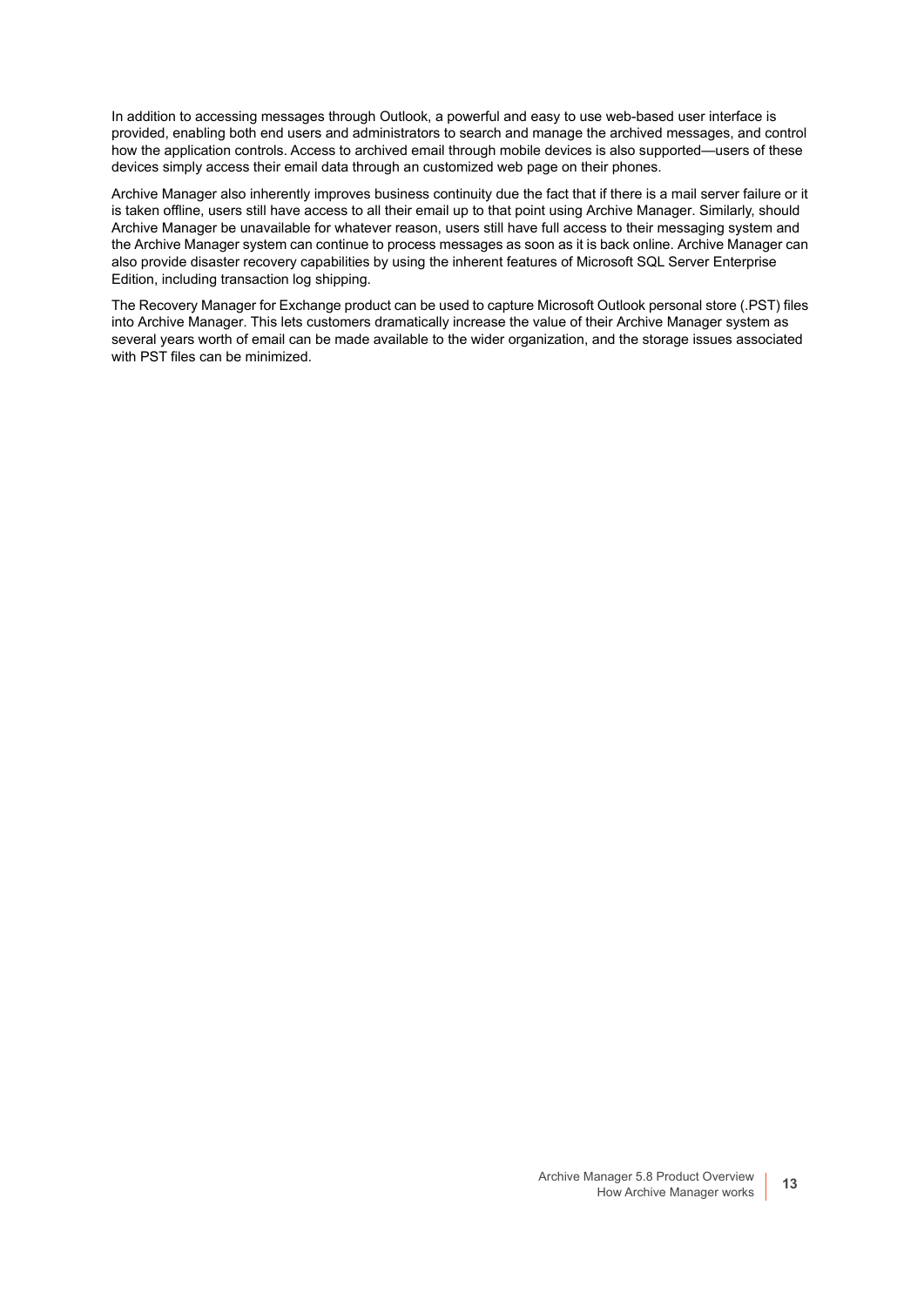In addition to accessing messages through Outlook, a powerful and easy to use web-based user interface is provided, enabling both end users and administrators to search and manage the archived messages, and control how the application controls. Access to archived email through mobile devices is also supported—users of these devices simply access their email data through an customized web page on their phones.

Archive Manager also inherently improves business continuity due the fact that if there is a mail server failure or it is taken offline, users still have access to all their email up to that point using Archive Manager. Similarly, should Archive Manager be unavailable for whatever reason, users still have full access to their messaging system and the Archive Manager system can continue to process messages as soon as it is back online. Archive Manager can also provide disaster recovery capabilities by using the inherent features of Microsoft SQL Server Enterprise Edition, including transaction log shipping.

The Recovery Manager for Exchange product can be used to capture Microsoft Outlook personal store (.PST) files into Archive Manager. This lets customers dramatically increase the value of their Archive Manager system as several years worth of email can be made available to the wider organization, and the storage issues associated with PST files can be minimized.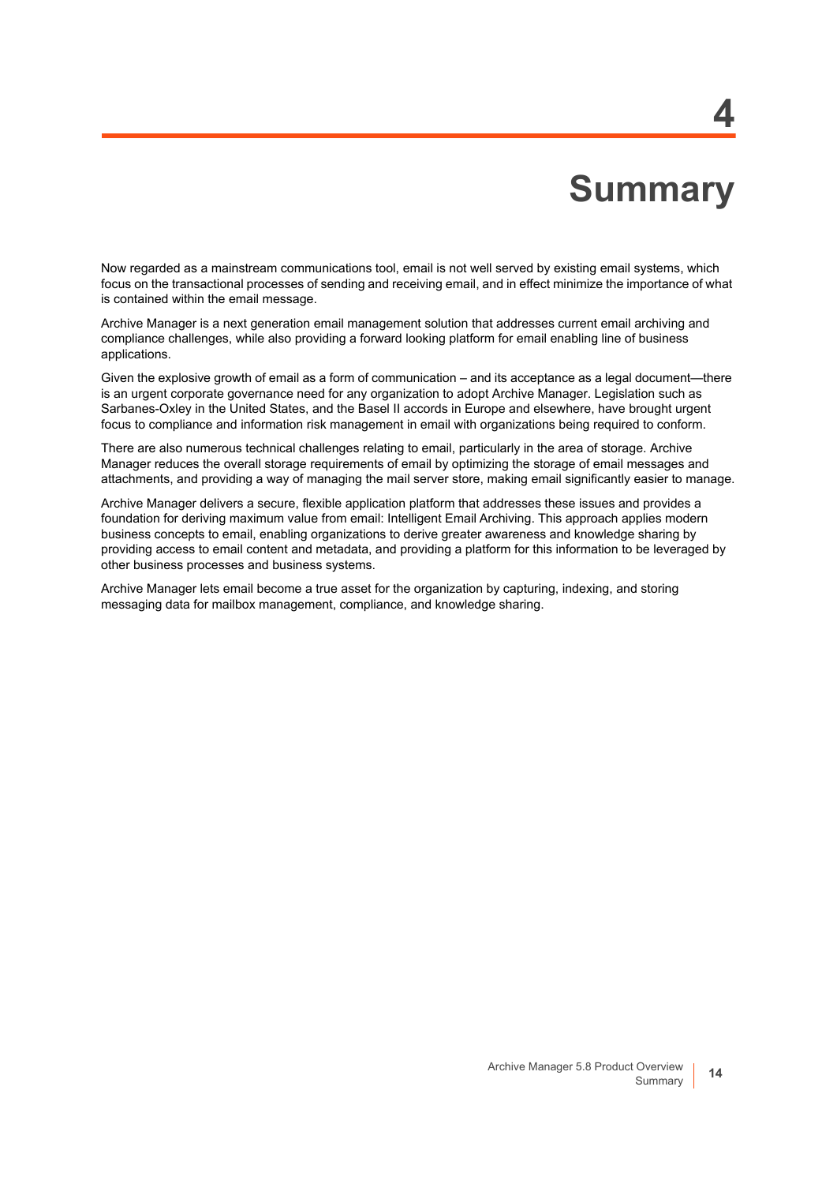# 4 Summary

Now regarded as a mainstream communications tool, email is not well served by existing email systems, which focus on the transactional processes of sending and receiving email, and in effect minimize the importance of what is contained within the email message.

Archive Manager is a next generation email management solution that addresses current email archiving and compliance challenges, while also providing a forward looking platform for email enabling line of business applications.

Given the explosive growth of email as a form of communication – and its acceptance as a legal document—there is an urgent corporate governance need for any organization to adopt Archive Manager. Legislation such as Sarbanes-Oxley in the United States, and the Basel II accords in Europe and elsewhere, have brought urgent focus to compliance and information risk management in email with organizations being required to conform.

There are also numerous technical challenges relating to email, particularly in the area of storage. Archive Manager reduces the overall storage requirements of email by optimizing the storage of email messages and attachments, and providing a way of managing the mail server store, making email significantly easier to manage.

Archive Manager delivers a secure, flexible application platform that addresses these issues and provides a foundation for deriving maximum value from email: Intelligent Email Archiving. This approach applies modern business concepts to email, enabling organizations to derive greater awareness and knowledge sharing by providing access to email content and metadata, and providing a platform for this information to be leveraged by other business processes and business systems.

Archive Manager lets email become a true asset for the organization by capturing, indexing, and storing messaging data for mailbox management, compliance, and knowledge sharing.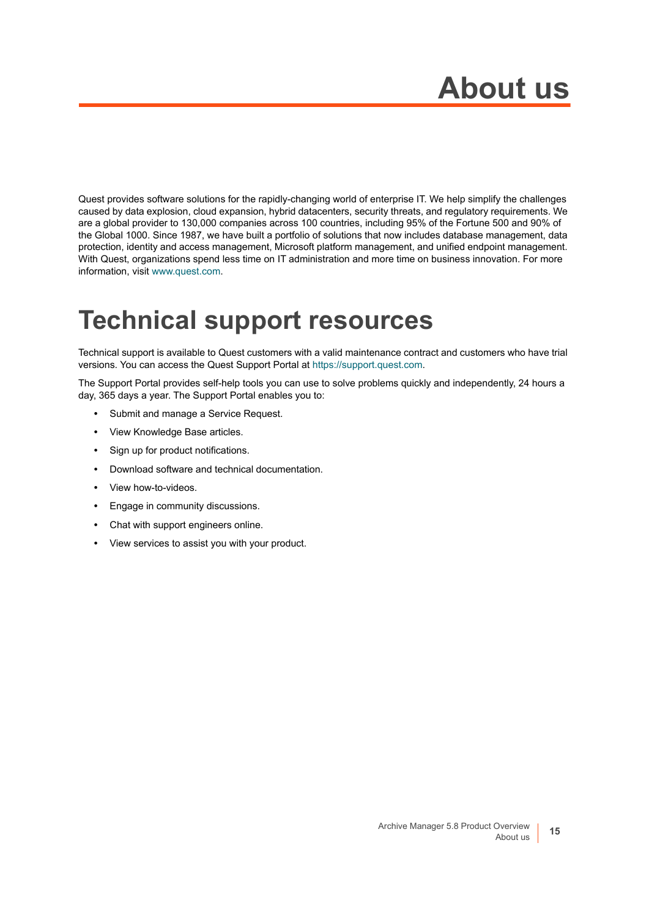# About us

Quest provides software solutions for the rapidly-changing world of enterprise IT. We help simplify the challenges caused by data explosion, cloud expansion, hybrid datacenters, security threats, and regulatory requirements. We are a global provider to 130,000 companies across 100 countries, including 95% of the Fortune 500 and 90% of the Global 1000. Since 1987, we have built a portfolio of solutions that now includes database management, data protection, identity and access management, Microsoft platform management, and unified endpoint management. With Quest, organizations spend less time on IT administration and more time on business innovation. For more information, visit www.quest.com.

# Technical support resources

Technical support is available to Quest customers with a valid maintenance contract and customers who have trial versions. You can access the Quest Support Portal at https://support.quest.com.

The Support Portal provides self-help tools you can use to solve problems quickly and independently, 24 hours a day, 365 days a year. The Support Portal enables you to:

- Submit and manage a Service Request.
- View Knowledge Base articles.
- Sign up for product notifications.
- Download software and technical documentation.
- View how-to-videos.
- Engage in community discussions.
- Chat with support engineers online.
- View services to assist you with your product.